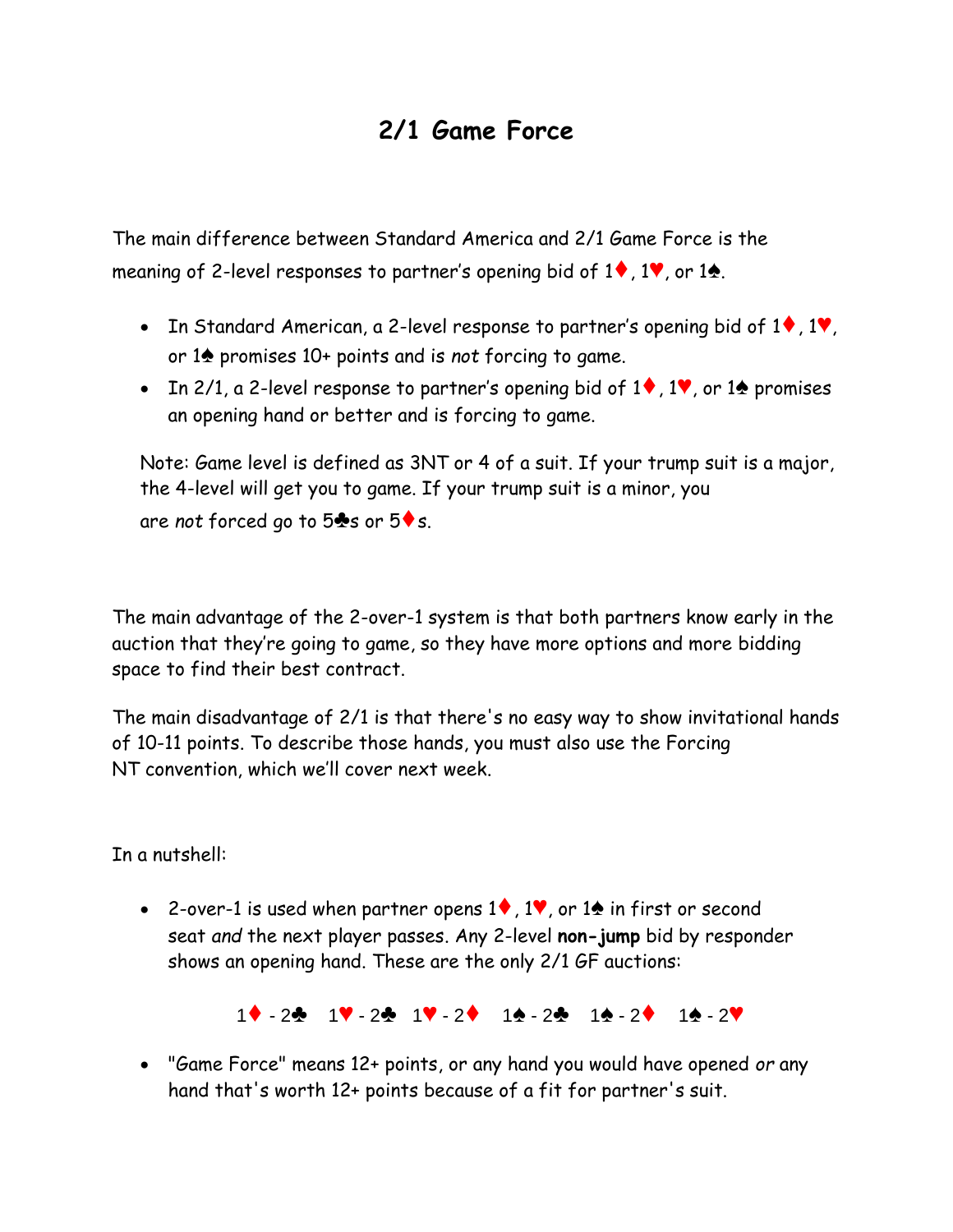# 2/1 Game Force

The main difference between Standard America and 2/1 Game Force is the meaning of 2-level responses to partner's opening bid of 1♦, 1♥, or 1♠.

- In Standard American, a 2-level response to partner's opening bid of 1♦, 1♥, or 1♠ promises 10+ points and is *not* forcing to game.
- In 2/1, a 2-level response to partner's opening bid of 1♦, 1♥, or 1♠ promises an opening hand or better and is forcing to game.

  Note: Game level is defined as 3NT or 4 of a suit. If your trump suit is a major, the 4-level will get you to game. If your trump suit is a minor, you are *not* forced go to 5♣s or 5♦s.

The main advantage of the 2-over-1 system is that both partners know early in the auction that they're going to game, so they have more options and more bidding space to find their best contract.

The main disadvantage of 2/1 is that there's no easy way to show invitational hands of 10-11 points. To describe those hands, you must also use the Forcing NT convention, which we'll cover next week.

In a nutshell:

- 2-over-1 is used when partner opens 1♦, 1♥, or 1♠ in first or second seat *and* the next player passes. Any 2-level **non-jump** bid by responder shows an opening hand. These are the only 2/1 GF auctions:

  1♦ - 2♣   1♥ - 2♣   1♥ - 2♦   1♠ - 2♣   1♠ - 2♦   1♠ - 2♥

- "Game Force" means 12+ points, or any hand you would have opened *or* any hand that's worth 12+ points because of a fit for partner's suit.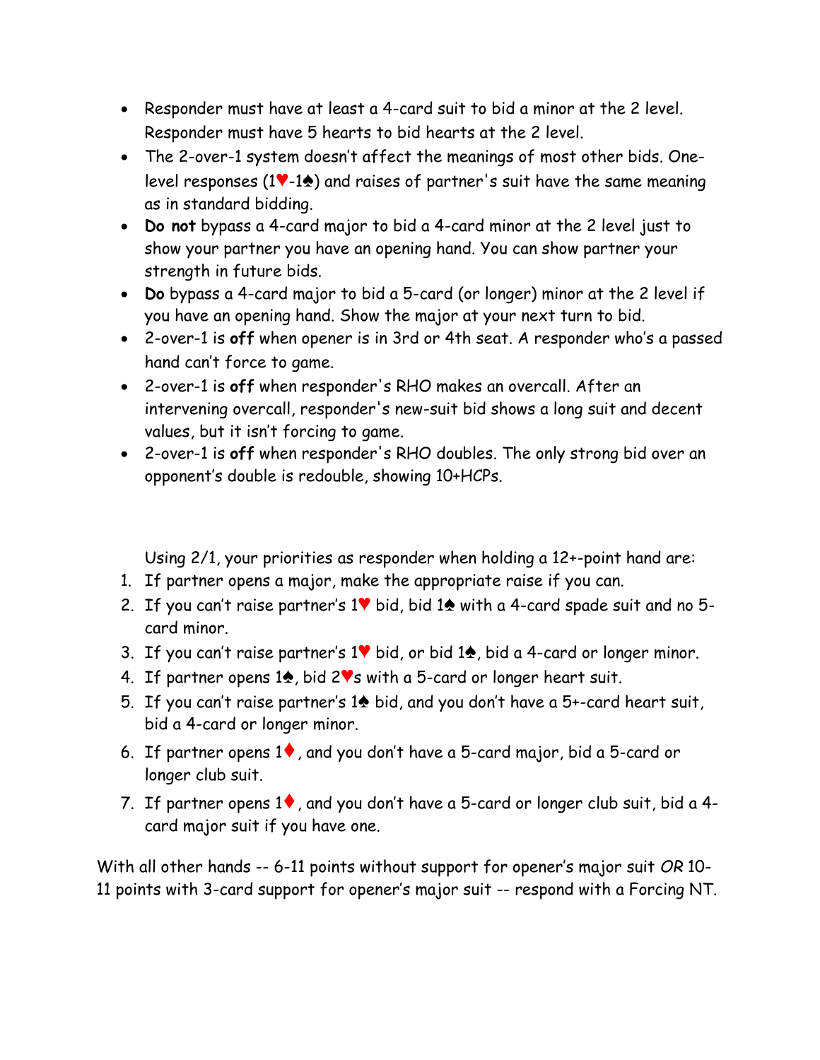- Responder must have at least a 4-card suit to bid a minor at the 2 level. Responder must have 5 hearts to bid hearts at the 2 level.
- The 2-over-1 system doesn't affect the meanings of most other bids. One-level responses (1♥-1♠) and raises of partner's suit have the same meaning as in standard bidding.
- **Do not** bypass a 4-card major to bid a 4-card minor at the 2 level just to show your partner you have an opening hand. You can show partner your strength in future bids.
- **Do** bypass a 4-card major to bid a 5-card (or longer) minor at the 2 level if you have an opening hand. Show the major at your next turn to bid.
- 2-over-1 is **off** when opener is in 3rd or 4th seat. A responder who's a passed hand can't force to game.
- 2-over-1 is **off** when responder's RHO makes an overcall. After an intervening overcall, responder's new-suit bid shows a long suit and decent values, but it isn't forcing to game.
- 2-over-1 is **off** when responder's RHO doubles. The only strong bid over an opponent's double is redouble, showing 10+HCPs.

Using 2/1, your priorities as responder when holding a 12+-point hand are:

1. If partner opens a major, make the appropriate raise if you can.
2. If you can't raise partner's 1♥ bid, bid 1♠ with a 4-card spade suit and no 5-card minor.
3. If you can't raise partner's 1♥ bid, or bid 1♠, bid a 4-card or longer minor.
4. If partner opens 1♠, bid 2♥s with a 5-card or longer heart suit.
5. If you can't raise partner's 1♠ bid, and you don't have a 5+-card heart suit, bid a 4-card or longer minor.
6. If partner opens 1♦, and you don't have a 5-card major, bid a 5-card or longer club suit.
7. If partner opens 1♦, and you don't have a 5-card or longer club suit, bid a 4-card major suit if you have one.

With all other hands -- 6-11 points without support for opener's major suit *OR* 10-11 points with 3-card support for opener's major suit -- respond with a Forcing NT.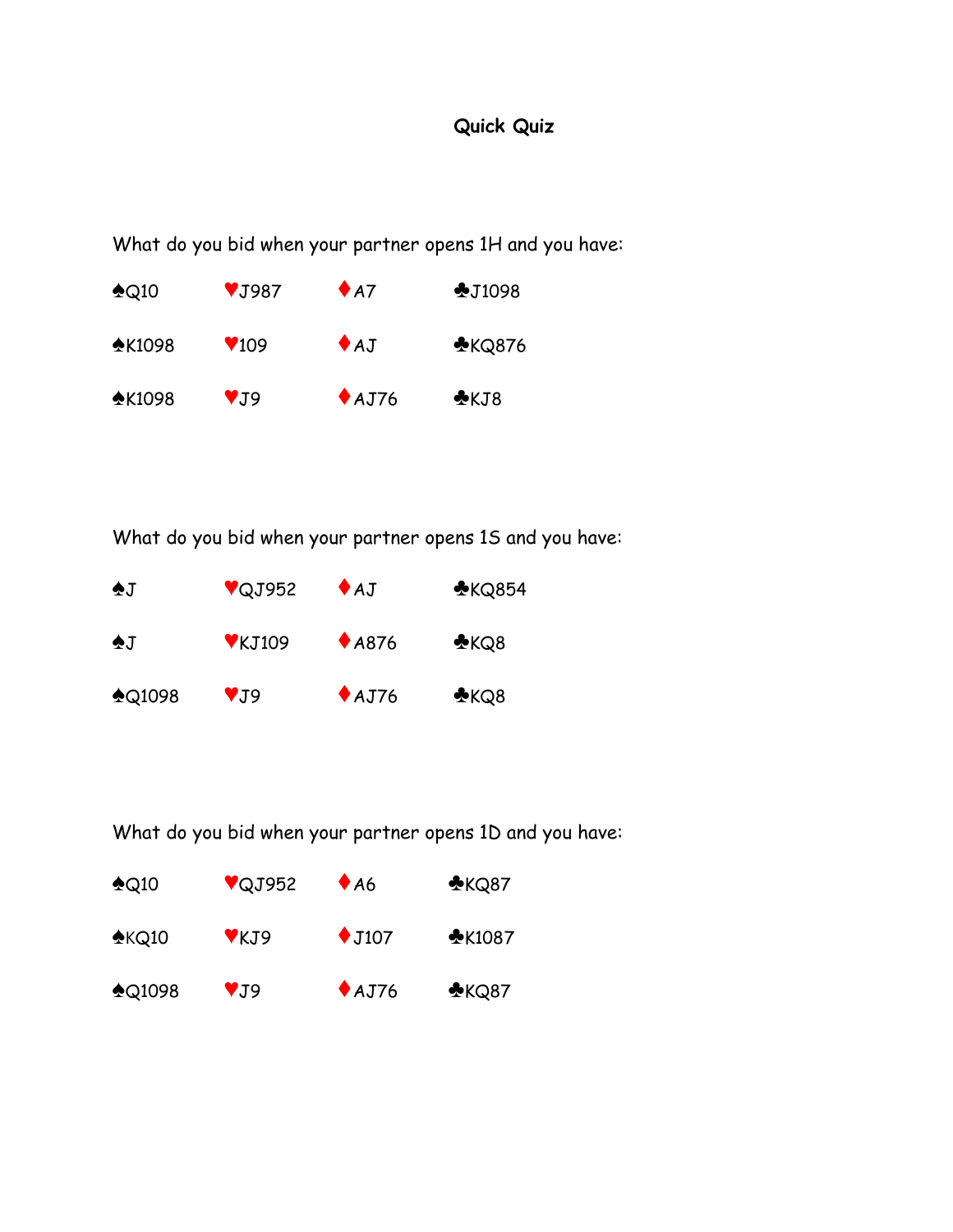# Quick Quiz

What do you bid when your partner opens 1H and you have:

| | | | |
|---|---|---|---|
| ♠Q10 | ♥J987 | ♦A7 | ♣J1098 |
| ♠K1098 | ♥109 | ♦AJ | ♣KQ876 |
| ♠K1098 | ♥J9 | ♦AJ76 | ♣KJ8 |

What do you bid when your partner opens 1S and you have:

| | | | |
|---|---|---|---|
| ♠J | ♥QJ952 | ♦AJ | ♣KQ854 |
| ♠J | ♥KJ109 | ♦A876 | ♣KQ8 |
| ♠Q1098 | ♥J9 | ♦AJ76 | ♣KQ8 |

What do you bid when your partner opens 1D and you have:

| | | | |
|---|---|---|---|
| ♠Q10 | ♥QJ952 | ♦A6 | ♣KQ87 |
| ♠KQ10 | ♥KJ9 | ♦J107 | ♣K1087 |
| ♠Q1098 | ♥J9 | ♦AJ76 | ♣KQ87 |